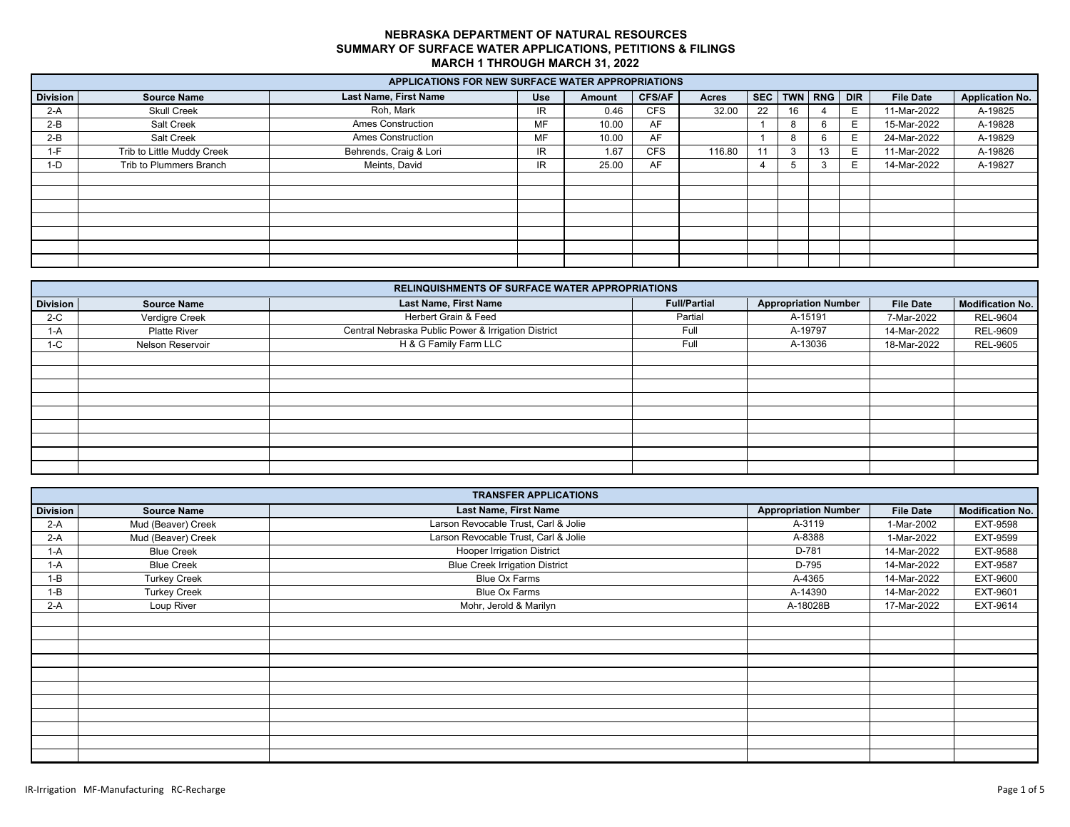# NEBRASKA DEPARTMENT OF NATURAL RESOURCES
## SUMMARY OF SURFACE WATER APPLICATIONS, PETITIONS & FILINGS
### MARCH 1 THROUGH MARCH 31, 2022

**APPLICATIONS FOR NEW SURFACE WATER APPROPRIATIONS**

| Division | Source Name | Last Name, First Name | Use | Amount | CFS/AF | Acres | SEC | TWN | RNG | DIR | File Date | Application No. |
|---|---|---|---|---|---|---|---|---|---|---|---|---|
| 2-A | Skull Creek | Roh, Mark | IR | 0.46 | CFS | 32.00 | 22 | 16 | 4 | E | 11-Mar-2022 | A-19825 |
| 2-B | Salt Creek | Ames Construction | MF | 10.00 | AF | | 1 | 8 | 6 | E | 15-Mar-2022 | A-19828 |
| 2-B | Salt Creek | Ames Construction | MF | 10.00 | AF | | 1 | 8 | 6 | E | 24-Mar-2022 | A-19829 |
| 1-F | Trib to Little Muddy Creek | Behrends, Craig & Lori | IR | 1.67 | CFS | 116.80 | 11 | 3 | 13 | E | 11-Mar-2022 | A-19826 |
| 1-D | Trib to Plummers Branch | Meints, David | IR | 25.00 | AF | | 4 | 5 | 3 | E | 14-Mar-2022 | A-19827 |

**RELINQUISHMENTS OF SURFACE WATER APPROPRIATIONS**

| Division | Source Name | Last Name, First Name | Full/Partial | Appropriation Number | File Date | Modification No. |
|---|---|---|---|---|---|---|
| 2-C | Verdigre Creek | Herbert Grain & Feed | Partial | A-15191 | 7-Mar-2022 | REL-9604 |
| 1-A | Platte River | Central Nebraska Public Power & Irrigation District | Full | A-19797 | 14-Mar-2022 | REL-9609 |
| 1-C | Nelson Reservoir | H & G Family Farm LLC | Full | A-13036 | 18-Mar-2022 | REL-9605 |

**TRANSFER APPLICATIONS**

| Division | Source Name | Last Name, First Name | Appropriation Number | File Date | Modification No. |
|---|---|---|---|---|---|
| 2-A | Mud (Beaver) Creek | Larson Revocable Trust, Carl & Jolie | A-3119 | 1-Mar-2002 | EXT-9598 |
| 2-A | Mud (Beaver) Creek | Larson Revocable Trust, Carl & Jolie | A-8388 | 1-Mar-2022 | EXT-9599 |
| 1-A | Blue Creek | Hooper Irrigation District | D-781 | 14-Mar-2022 | EXT-9588 |
| 1-A | Blue Creek | Blue Creek Irrigation District | D-795 | 14-Mar-2022 | EXT-9587 |
| 1-B | Turkey Creek | Blue Ox Farms | A-4365 | 14-Mar-2022 | EXT-9600 |
| 1-B | Turkey Creek | Blue Ox Farms | A-14390 | 14-Mar-2022 | EXT-9601 |
| 2-A | Loup River | Mohr, Jerold & Marilyn | A-18028B | 17-Mar-2022 | EXT-9614 |

IR-Irrigation MF-Manufacturing RC-Recharge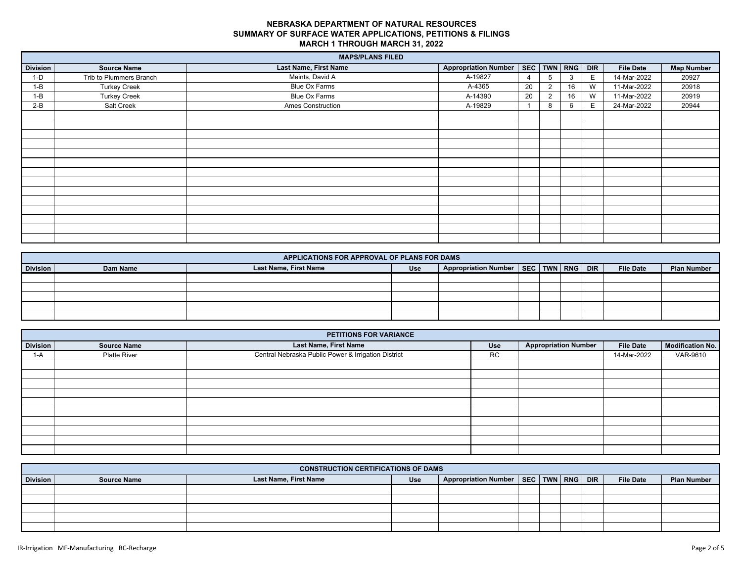# NEBRASKA DEPARTMENT OF NATURAL RESOURCES
## SUMMARY OF SURFACE WATER APPLICATIONS, PETITIONS & FILINGS
## MARCH 1 THROUGH MARCH 31, 2022

### MAPS/PLANS FILED

| Division | Source Name | Last Name, First Name | Appropriation Number | SEC | TWN | RNG | DIR | File Date | Map Number |
|---|---|---|---|---|---|---|---|---|---|
| 1-D | Trib to Plummers Branch | Meints, David A | A-19827 | 4 | 5 | 3 | E | 14-Mar-2022 | 20927 |
| 1-B | Turkey Creek | Blue Ox Farms | A-4365 | 20 | 2 | 16 | W | 11-Mar-2022 | 20918 |
| 1-B | Turkey Creek | Blue Ox Farms | A-14390 | 20 | 2 | 16 | W | 11-Mar-2022 | 20919 |
| 2-B | Salt Creek | Ames Construction | A-19829 | 1 | 8 | 6 | E | 24-Mar-2022 | 20944 |

### APPLICATIONS FOR APPROVAL OF PLANS FOR DAMS

| Division | Dam Name | Last Name, First Name | Use | Appropriation Number | SEC | TWN | RNG | DIR | File Date | Plan Number |
|---|---|---|---|---|---|---|---|---|---|---|

### PETITIONS FOR VARIANCE

| Division | Source Name | Last Name, First Name | Use | Appropriation Number | File Date | Modification No. |
|---|---|---|---|---|---|---|
| 1-A | Platte River | Central Nebraska Public Power & Irrigation District | RC | | 14-Mar-2022 | VAR-9610 |

### CONSTRUCTION CERTIFICATIONS OF DAMS

| Division | Source Name | Last Name, First Name | Use | Appropriation Number | SEC | TWN | RNG | DIR | File Date | Plan Number |
|---|---|---|---|---|---|---|---|---|---|---|

IR-Irrigation MF-Manufacturing RC-Recharge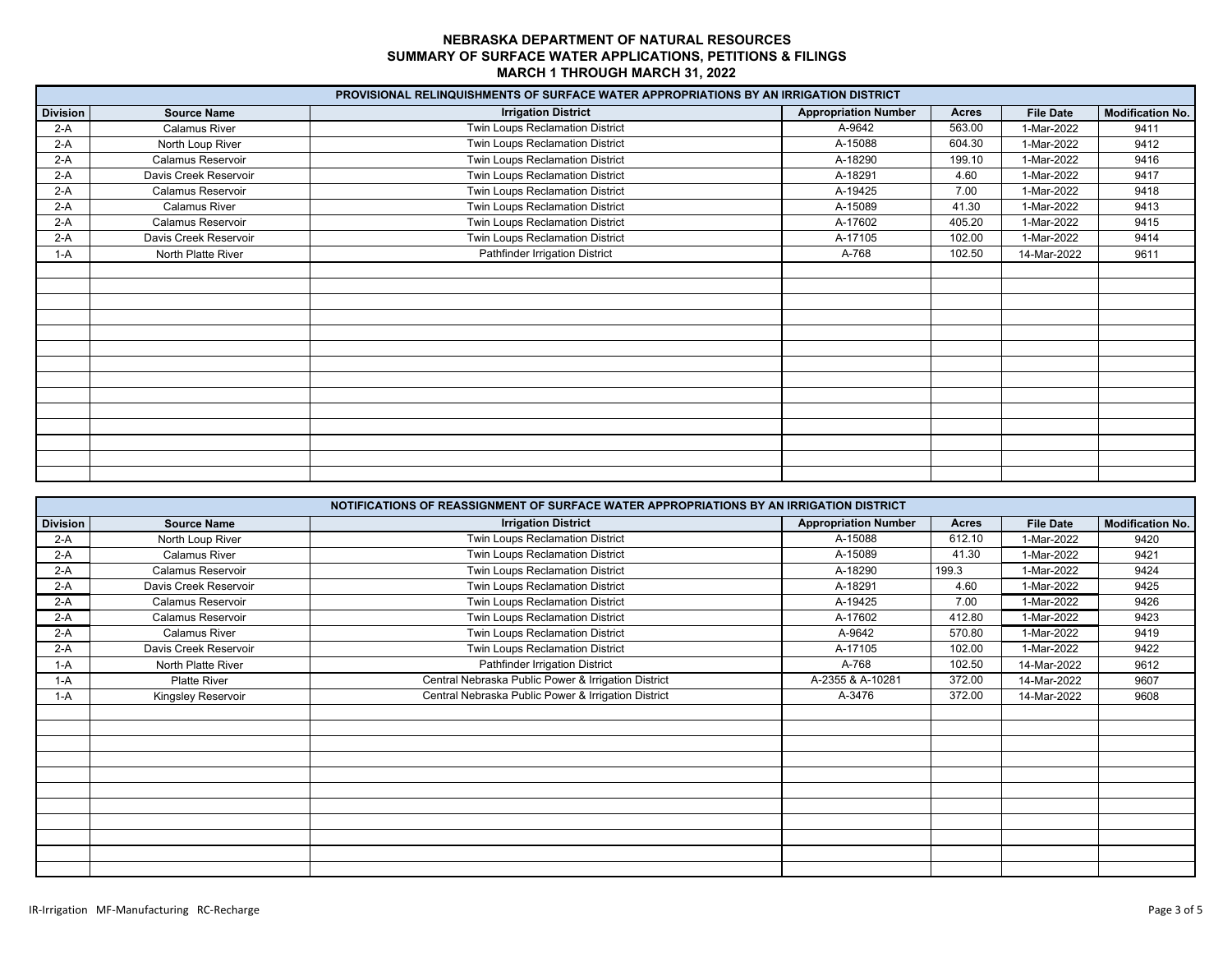# NEBRASKA DEPARTMENT OF NATURAL RESOURCES
## SUMMARY OF SURFACE WATER APPLICATIONS, PETITIONS & FILINGS
### MARCH 1 THROUGH MARCH 31, 2022

**PROVISIONAL RELINQUISHMENTS OF SURFACE WATER APPROPRIATIONS BY AN IRRIGATION DISTRICT**

| Division | Source Name | Irrigation District | Appropriation Number | Acres | File Date | Modification No. |
|---|---|---|---|---|---|---|
| 2-A | Calamus River | Twin Loups Reclamation District | A-9642 | 563.00 | 1-Mar-2022 | 9411 |
| 2-A | North Loup River | Twin Loups Reclamation District | A-15088 | 604.30 | 1-Mar-2022 | 9412 |
| 2-A | Calamus Reservoir | Twin Loups Reclamation District | A-18290 | 199.10 | 1-Mar-2022 | 9416 |
| 2-A | Davis Creek Reservoir | Twin Loups Reclamation District | A-18291 | 4.60 | 1-Mar-2022 | 9417 |
| 2-A | Calamus Reservoir | Twin Loups Reclamation District | A-19425 | 7.00 | 1-Mar-2022 | 9418 |
| 2-A | Calamus River | Twin Loups Reclamation District | A-15089 | 41.30 | 1-Mar-2022 | 9413 |
| 2-A | Calamus Reservoir | Twin Loups Reclamation District | A-17602 | 405.20 | 1-Mar-2022 | 9415 |
| 2-A | Davis Creek Reservoir | Twin Loups Reclamation District | A-17105 | 102.00 | 1-Mar-2022 | 9414 |
| 1-A | North Platte River | Pathfinder Irrigation District | A-768 | 102.50 | 14-Mar-2022 | 9611 |

**NOTIFICATIONS OF REASSIGNMENT OF SURFACE WATER APPROPRIATIONS BY AN IRRIGATION DISTRICT**

| Division | Source Name | Irrigation District | Appropriation Number | Acres | File Date | Modification No. |
|---|---|---|---|---|---|---|
| 2-A | North Loup River | Twin Loups Reclamation District | A-15088 | 612.10 | 1-Mar-2022 | 9420 |
| 2-A | Calamus River | Twin Loups Reclamation District | A-15089 | 41.30 | 1-Mar-2022 | 9421 |
| 2-A | Calamus Reservoir | Twin Loups Reclamation District | A-18290 | 199.3 | 1-Mar-2022 | 9424 |
| 2-A | Davis Creek Reservoir | Twin Loups Reclamation District | A-18291 | 4.60 | 1-Mar-2022 | 9425 |
| 2-A | Calamus Reservoir | Twin Loups Reclamation District | A-19425 | 7.00 | 1-Mar-2022 | 9426 |
| 2-A | Calamus Reservoir | Twin Loups Reclamation District | A-17602 | 412.80 | 1-Mar-2022 | 9423 |
| 2-A | Calamus River | Twin Loups Reclamation District | A-9642 | 570.80 | 1-Mar-2022 | 9419 |
| 2-A | Davis Creek Reservoir | Twin Loups Reclamation District | A-17105 | 102.00 | 1-Mar-2022 | 9422 |
| 1-A | North Platte River | Pathfinder Irrigation District | A-768 | 102.50 | 14-Mar-2022 | 9612 |
| 1-A | Platte River | Central Nebraska Public Power & Irrigation District | A-2355 & A-10281 | 372.00 | 14-Mar-2022 | 9607 |
| 1-A | Kingsley Reservoir | Central Nebraska Public Power & Irrigation District | A-3476 | 372.00 | 14-Mar-2022 | 9608 |

IR-Irrigation MF-Manufacturing RC-Recharge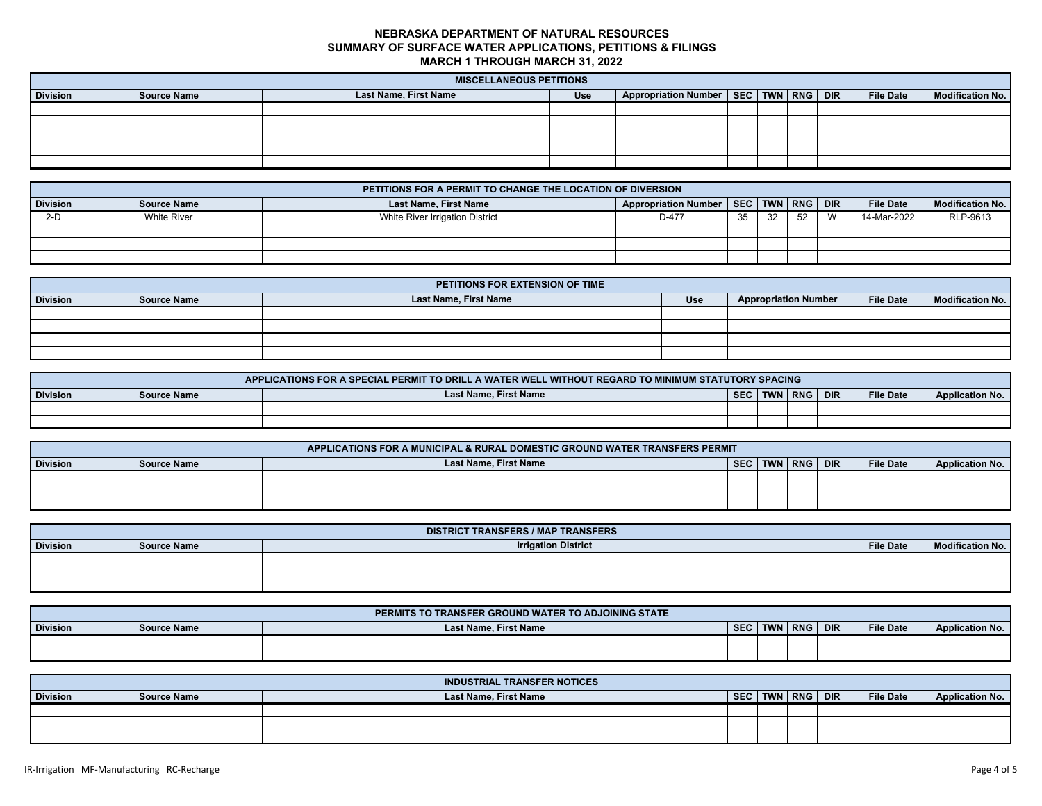# NEBRASKA DEPARTMENT OF NATURAL RESOURCES
## SUMMARY OF SURFACE WATER APPLICATIONS, PETITIONS & FILINGS
## MARCH 1 THROUGH MARCH 31, 2022

| MISCELLANEOUS PETITIONS | | | | | | | | | | |
|---|---|---|---|---|---|---|---|---|---|---|
| Division | Source Name | Last Name, First Name | Use | Appropriation Number | SEC | TWN | RNG | DIR | File Date | Modification No. |
| | | | | | | | | | | |
| | | | | | | | | | | |
| | | | | | | | | | | |
| | | | | | | | | | | |
| | | | | | | | | | | |

| PETITIONS FOR A PERMIT TO CHANGE THE LOCATION OF DIVERSION | | | | | | | | | |
|---|---|---|---|---|---|---|---|---|---|
| Division | Source Name | Last Name, First Name | Appropriation Number | SEC | TWN | RNG | DIR | File Date | Modification No. |
| 2-D | White River | White River Irrigation District | D-477 | 35 | 32 | 52 | W | 14-Mar-2022 | RLP-9613 |
| | | | | | | | | | |
| | | | | | | | | | |
| | | | | | | | | | |

| PETITIONS FOR EXTENSION OF TIME | | | | | | |
|---|---|---|---|---|---|---|
| Division | Source Name | Last Name, First Name | Use | Appropriation Number | File Date | Modification No. |
| | | | | | | |
| | | | | | | |
| | | | | | | |
| | | | | | | |

| APPLICATIONS FOR A SPECIAL PERMIT TO DRILL A WATER WELL WITHOUT REGARD TO MINIMUM STATUTORY SPACING | | | | | | | | |
|---|---|---|---|---|---|---|---|---|
| Division | Source Name | Last Name, First Name | SEC | TWN | RNG | DIR | File Date | Application No. |
| | | | | | | | | |
| | | | | | | | | |

| APPLICATIONS FOR A MUNICIPAL & RURAL DOMESTIC GROUND WATER TRANSFERS PERMIT | | | | | | | | |
|---|---|---|---|---|---|---|---|---|
| Division | Source Name | Last Name, First Name | SEC | TWN | RNG | DIR | File Date | Application No. |
| | | | | | | | | |
| | | | | | | | | |
| | | | | | | | | |

| DISTRICT TRANSFERS / MAP TRANSFERS | | | | |
|---|---|---|---|---|
| Division | Source Name | Irrigation District | File Date | Modification No. |
| | | | | |
| | | | | |
| | | | | |

| PERMITS TO TRANSFER GROUND WATER TO ADJOINING STATE | | | | | | | | |
|---|---|---|---|---|---|---|---|---|
| Division | Source Name | Last Name, First Name | SEC | TWN | RNG | DIR | File Date | Application No. |
| | | | | | | | | |
| | | | | | | | | |

| INDUSTRIAL TRANSFER NOTICES | | | | | | | | |
|---|---|---|---|---|---|---|---|---|
| Division | Source Name | Last Name, First Name | SEC | TWN | RNG | DIR | File Date | Application No. |
| | | | | | | | | |
| | | | | | | | | |
| | | | | | | | | |

IR-Irrigation MF-Manufacturing RC-Recharge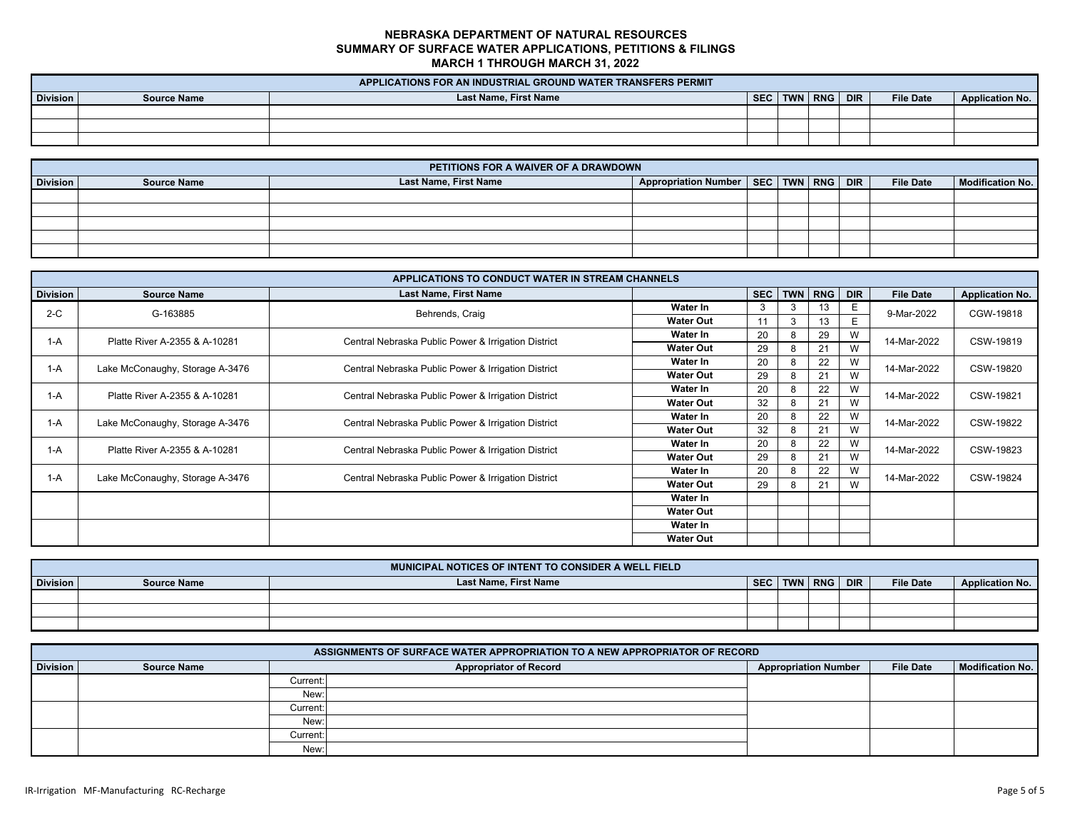## NEBRASKA DEPARTMENT OF NATURAL RESOURCES
## SUMMARY OF SURFACE WATER APPLICATIONS, PETITIONS & FILINGS
## MARCH 1 THROUGH MARCH 31, 2022

| APPLICATIONS FOR AN INDUSTRIAL GROUND WATER TRANSFERS PERMIT | | | | | | | | |
|---|---|---|---|---|---|---|---|---|
| Division | Source Name | Last Name, First Name | SEC | TWN | RNG | DIR | File Date | Application No. |
| | | | | | | | | |
| | | | | | | | | |
| | | | | | | | | |

| PETITIONS FOR A WAIVER OF A DRAWDOWN | | | | | | | | | |
|---|---|---|---|---|---|---|---|---|---|
| Division | Source Name | Last Name, First Name | Appropriation Number | SEC | TWN | RNG | DIR | File Date | Modification No. |
| | | | | | | | | | |
| | | | | | | | | | |
| | | | | | | | | | |
| | | | | | | | | | |
| | | | | | | | | | |

| APPLICATIONS TO CONDUCT WATER IN STREAM CHANNELS | | | | | | | | | |
|---|---|---|---|---|---|---|---|---|---|
| Division | Source Name | Last Name, First Name | | SEC | TWN | RNG | DIR | File Date | Application No. |
| 2-C | G-163885 | Behrends, Craig | Water In | 3 | 3 | 13 | E | 9-Mar-2022 | CGW-19818 |
| | | | Water Out | 11 | 3 | 13 | E | | |
| 1-A | Platte River A-2355 & A-10281 | Central Nebraska Public Power & Irrigation District | Water In | 20 | 8 | 29 | W | 14-Mar-2022 | CSW-19819 |
| | | | Water Out | 29 | 8 | 21 | W | | |
| 1-A | Lake McConaughy, Storage A-3476 | Central Nebraska Public Power & Irrigation District | Water In | 20 | 8 | 22 | W | 14-Mar-2022 | CSW-19820 |
| | | | Water Out | 29 | 8 | 21 | W | | |
| 1-A | Platte River A-2355 & A-10281 | Central Nebraska Public Power & Irrigation District | Water In | 20 | 8 | 22 | W | 14-Mar-2022 | CSW-19821 |
| | | | Water Out | 32 | 8 | 21 | W | | |
| 1-A | Lake McConaughy, Storage A-3476 | Central Nebraska Public Power & Irrigation District | Water In | 20 | 8 | 22 | W | 14-Mar-2022 | CSW-19822 |
| | | | Water Out | 32 | 8 | 21 | W | | |
| 1-A | Platte River A-2355 & A-10281 | Central Nebraska Public Power & Irrigation District | Water In | 20 | 8 | 22 | W | 14-Mar-2022 | CSW-19823 |
| | | | Water Out | 29 | 8 | 21 | W | | |
| 1-A | Lake McConaughy, Storage A-3476 | Central Nebraska Public Power & Irrigation District | Water In | 20 | 8 | 22 | W | 14-Mar-2022 | CSW-19824 |
| | | | Water Out | 29 | 8 | 21 | W | | |
| | | | Water In | | | | | | |
| | | | Water Out | | | | | | |
| | | | Water In | | | | | | |
| | | | Water Out | | | | | | |

| MUNICIPAL NOTICES OF INTENT TO CONSIDER A WELL FIELD | | | | | | | | |
|---|---|---|---|---|---|---|---|---|
| Division | Source Name | Last Name, First Name | SEC | TWN | RNG | DIR | File Date | Application No. |
| | | | | | | | | |
| | | | | | | | | |
| | | | | | | | | |

| ASSIGNMENTS OF SURFACE WATER APPROPRIATION TO A NEW APPROPRIATOR OF RECORD | | | | | | |
|---|---|---|---|---|---|---|
| Division | Source Name | Appropriator of Record | | Appropriation Number | File Date | Modification No. |
| | | Current: | | | | |
| | | New: | | | | |
| | | Current: | | | | |
| | | New: | | | | |
| | | Current: | | | | |
| | | New: | | | | |

IR-Irrigation MF-Manufacturing RC-Recharge